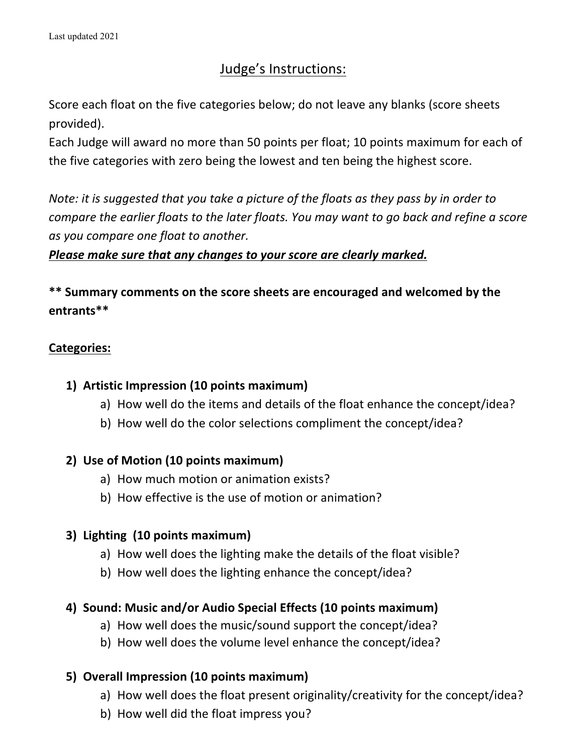Last updated 2021

# Judge's Instructions:

Score each float on the five categories below; do not leave any blanks (score sheets provided).
Each Judge will award no more than 50 points per float; 10 points maximum for each of the five categories with zero being the lowest and ten being the highest score.

*Note: it is suggested that you take a picture of the floats as they pass by in order to compare the earlier floats to the later floats. You may want to go back and refine a score as you compare one float to another.*
***<u>Please make sure that any changes to your score are clearly marked.</u>***

**\*\* Summary comments on the score sheets are encouraged and welcomed by the entrants\*\***

**<u>Categories:</u>**

1) **Artistic Impression (10 points maximum)**
   a) How well do the items and details of the float enhance the concept/idea?
   b) How well do the color selections compliment the concept/idea?

2) **Use of Motion (10 points maximum)**
   a) How much motion or animation exists?
   b) How effective is the use of motion or animation?

3) **Lighting (10 points maximum)**
   a) How well does the lighting make the details of the float visible?
   b) How well does the lighting enhance the concept/idea?

4) **Sound: Music and/or Audio Special Effects (10 points maximum)**
   a) How well does the music/sound support the concept/idea?
   b) How well does the volume level enhance the concept/idea?

5) **Overall Impression (10 points maximum)**
   a) How well does the float present originality/creativity for the concept/idea?
   b) How well did the float impress you?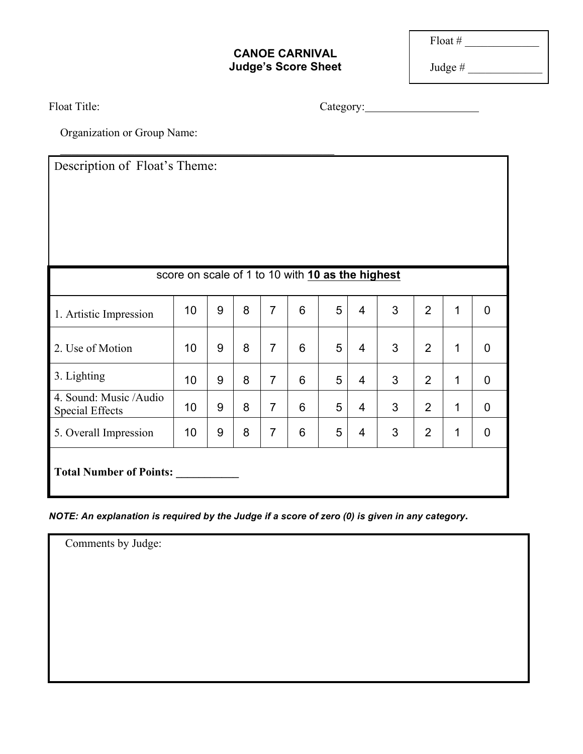Float # _____________

Judge # _____________

# CANOE CARNIVAL
## Judge's Score Sheet

Float Title: Category:____________________

Organization or Group Name:

__________________________________________________

Description of Float's Theme:

| score on scale of 1 to 10 with **10 as the highest** | | | | | | | | | | | |
|---|---|---|---|---|---|---|---|---|---|---|---|
| 1. Artistic Impression | 10 | 9 | 8 | 7 | 6 | 5 | 4 | 3 | 2 | 1 | 0 |
| 2. Use of Motion | 10 | 9 | 8 | 7 | 6 | 5 | 4 | 3 | 2 | 1 | 0 |
| 3. Lighting | 10 | 9 | 8 | 7 | 6 | 5 | 4 | 3 | 2 | 1 | 0 |
| 4. Sound: Music /Audio Special Effects | 10 | 9 | 8 | 7 | 6 | 5 | 4 | 3 | 2 | 1 | 0 |
| 5. Overall Impression | 10 | 9 | 8 | 7 | 6 | 5 | 4 | 3 | 2 | 1 | 0 |
| **Total Number of Points: ___________** | | | | | | | | | | | |

***NOTE: An explanation is required by the Judge if a score of zero (0) is given in any category.***

Comments by Judge: